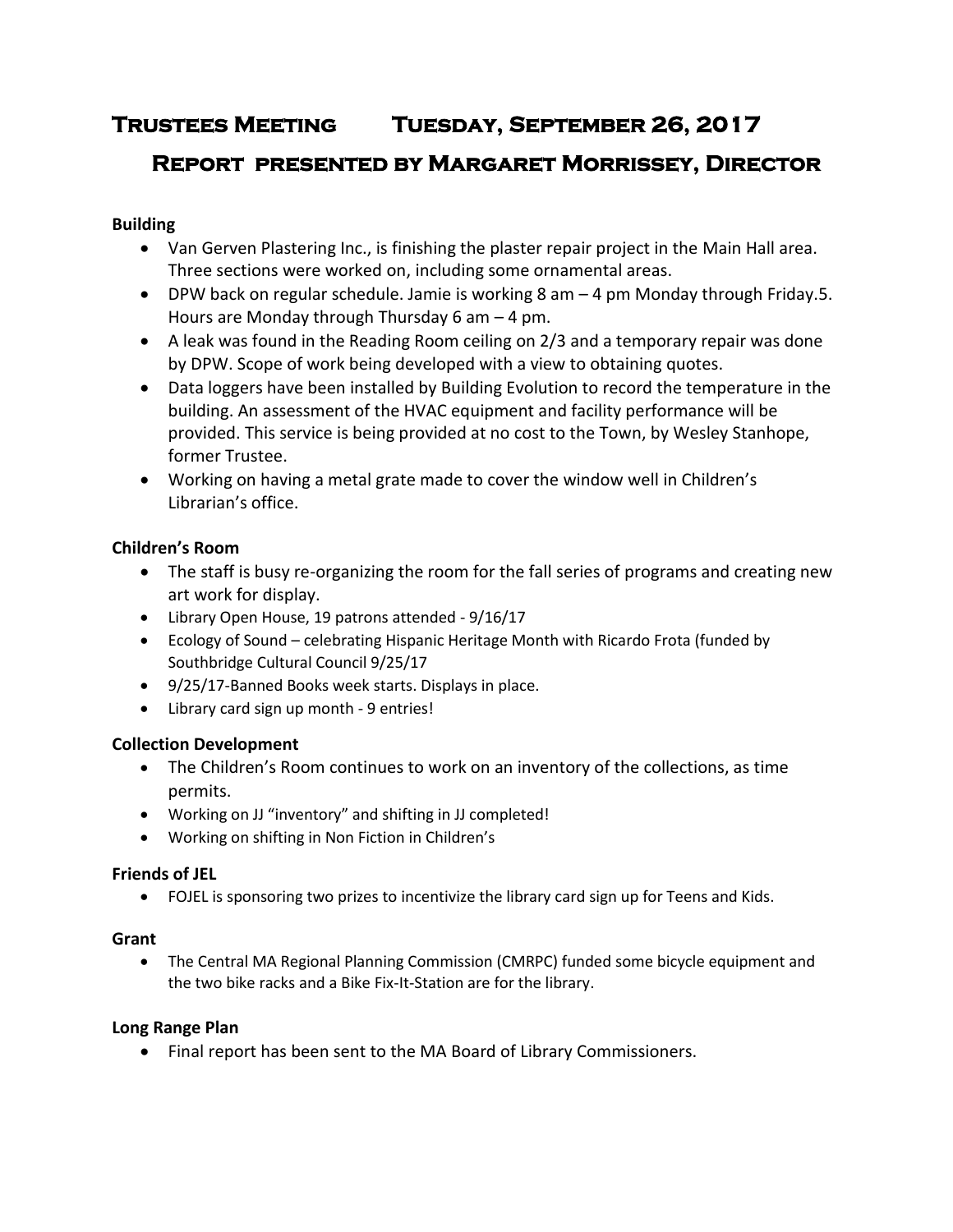# Trustees Meeting Tuesday, September 26, 2017

## Report presented by Margaret Morrissey, Director

**Building**

- Van Gerven Plastering Inc., is finishing the plaster repair project in the Main Hall area. Three sections were worked on, including some ornamental areas.
- DPW back on regular schedule. Jamie is working 8 am – 4 pm Monday through Friday.5. Hours are Monday through Thursday 6 am – 4 pm.
- A leak was found in the Reading Room ceiling on 2/3 and a temporary repair was done by DPW. Scope of work being developed with a view to obtaining quotes.
- Data loggers have been installed by Building Evolution to record the temperature in the building. An assessment of the HVAC equipment and facility performance will be provided. This service is being provided at no cost to the Town, by Wesley Stanhope, former Trustee.
- Working on having a metal grate made to cover the window well in Children's Librarian's office.

**Children's Room**

- The staff is busy re-organizing the room for the fall series of programs and creating new art work for display.
- Library Open House, 19 patrons attended - 9/16/17
- Ecology of Sound – celebrating Hispanic Heritage Month with Ricardo Frota (funded by Southbridge Cultural Council 9/25/17
- 9/25/17-Banned Books week starts. Displays in place.
- Library card sign up month - 9 entries!

**Collection Development**

- The Children's Room continues to work on an inventory of the collections, as time permits.
- Working on JJ "inventory" and shifting in JJ completed!
- Working on shifting in Non Fiction in Children's

**Friends of JEL**

- FOJEL is sponsoring two prizes to incentivize the library card sign up for Teens and Kids.

**Grant**

- The Central MA Regional Planning Commission (CMRPC) funded some bicycle equipment and the two bike racks and a Bike Fix-It-Station are for the library.

**Long Range Plan**

- Final report has been sent to the MA Board of Library Commissioners.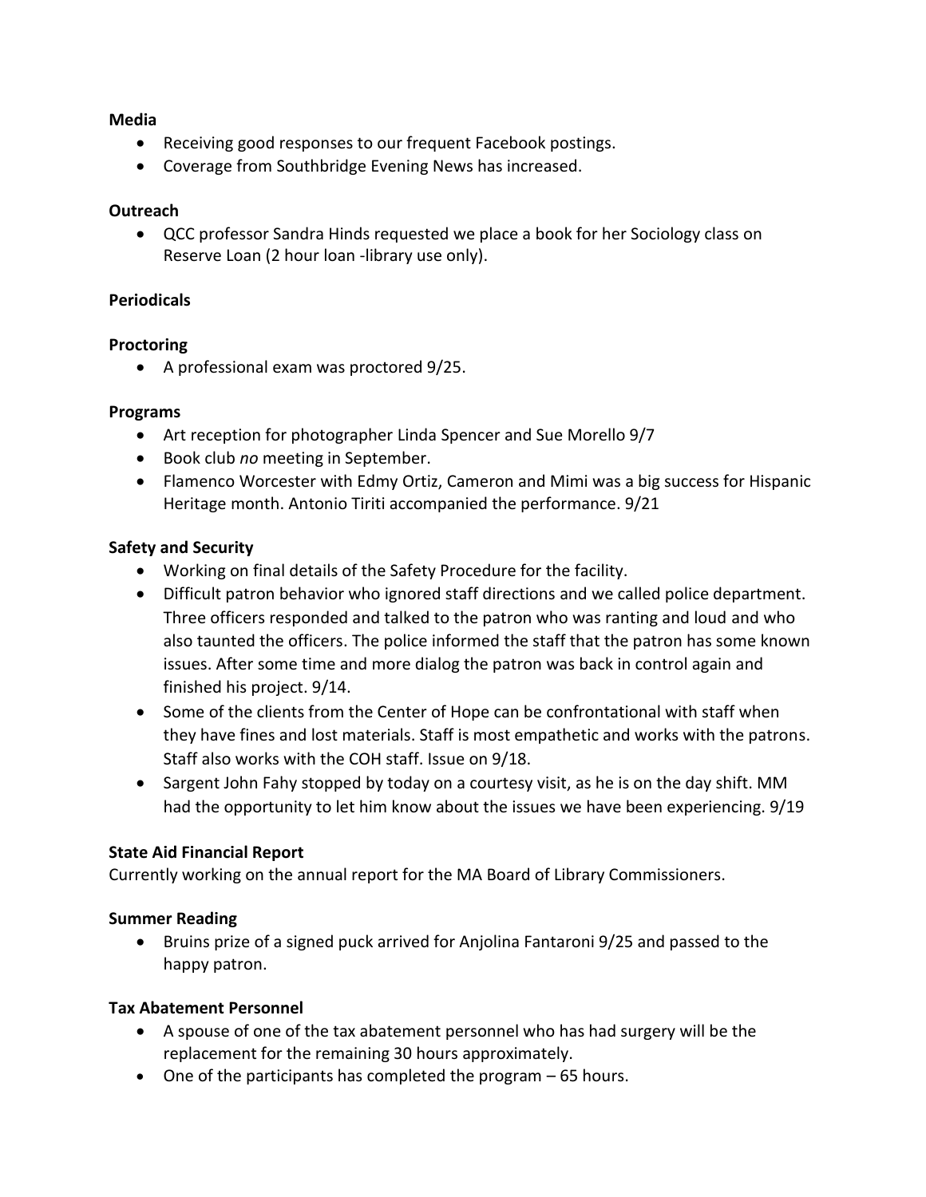**Media**

- Receiving good responses to our frequent Facebook postings.
- Coverage from Southbridge Evening News has increased.

**Outreach**

- QCC professor Sandra Hinds requested we place a book for her Sociology class on Reserve Loan (2 hour loan -library use only).

**Periodicals**

**Proctoring**

- A professional exam was proctored 9/25.

**Programs**

- Art reception for photographer Linda Spencer and Sue Morello 9/7
- Book club *no* meeting in September.
- Flamenco Worcester with Edmy Ortiz, Cameron and Mimi was a big success for Hispanic Heritage month. Antonio Tiriti accompanied the performance. 9/21

**Safety and Security**

- Working on final details of the Safety Procedure for the facility.
- Difficult patron behavior who ignored staff directions and we called police department. Three officers responded and talked to the patron who was ranting and loud and who also taunted the officers. The police informed the staff that the patron has some known issues. After some time and more dialog the patron was back in control again and finished his project. 9/14.
- Some of the clients from the Center of Hope can be confrontational with staff when they have fines and lost materials. Staff is most empathetic and works with the patrons. Staff also works with the COH staff. Issue on 9/18.
- Sargent John Fahy stopped by today on a courtesy visit, as he is on the day shift. MM had the opportunity to let him know about the issues we have been experiencing. 9/19

**State Aid Financial Report**

Currently working on the annual report for the MA Board of Library Commissioners.

**Summer Reading**

- Bruins prize of a signed puck arrived for Anjolina Fantaroni 9/25 and passed to the happy patron.

**Tax Abatement Personnel**

- A spouse of one of the tax abatement personnel who has had surgery will be the replacement for the remaining 30 hours approximately.
- One of the participants has completed the program – 65 hours.